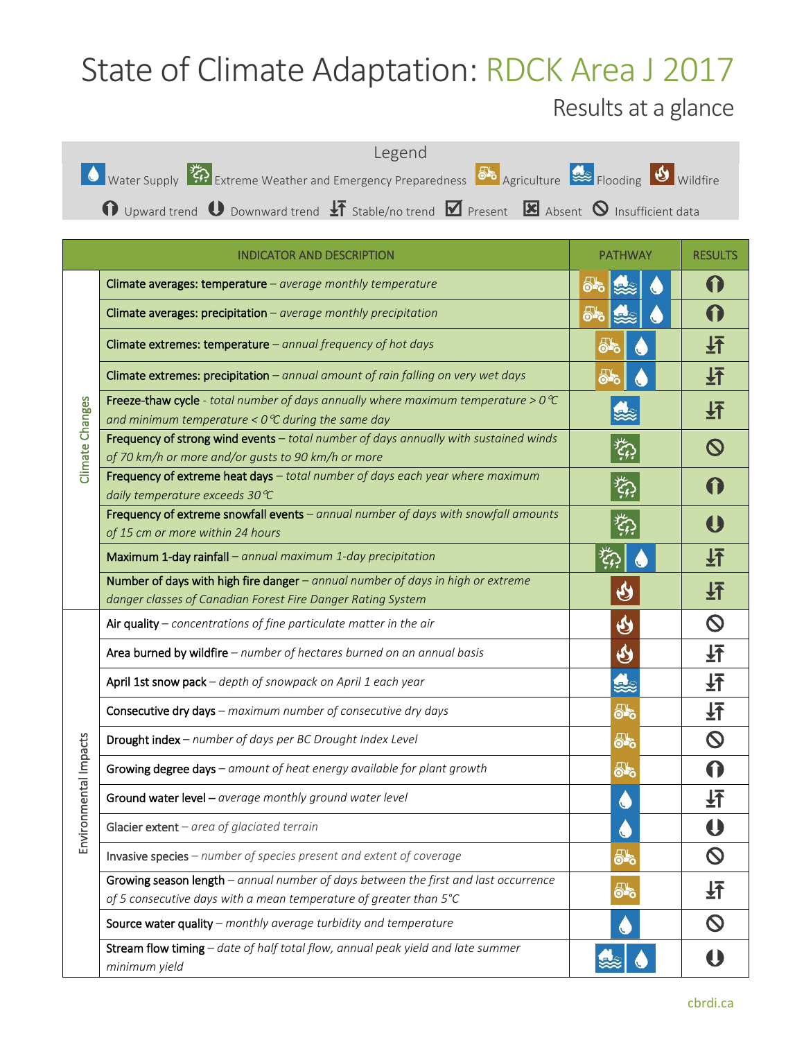# State of Climate Adaptation: RDCK Area J 2017

## Results at a glance

**Legend**

Pathways: Water Supply · Extreme Weather and Emergency Preparedness · Agriculture · Flooding · Wildfire

Results: Upward trend · Downward trend · Stable/no trend · Present · Absent · Insufficient data

| | INDICATOR AND DESCRIPTION | PATHWAY | RESULTS |
|---|---|---|---|
| Climate Changes | **Climate averages: temperature** – *average monthly temperature* | Agriculture, Flooding, Water Supply | Upward trend |
| | **Climate averages: precipitation** – *average monthly precipitation* | Agriculture, Flooding, Water Supply | Upward trend |
| | **Climate extremes: temperature** – *annual frequency of hot days* | Agriculture, Water Supply | Stable/no trend |
| | **Climate extremes: precipitation** – *annual amount of rain falling on very wet days* | Agriculture, Water Supply | Stable/no trend |
| | **Freeze-thaw cycle** - *total number of days annually where maximum temperature > 0 °C and minimum temperature < 0 °C during the same day* | Flooding | Stable/no trend |
| | **Frequency of strong wind events** – *total number of days annually with sustained winds of 70 km/h or more and/or gusts to 90 km/h or more* | Extreme Weather and Emergency Preparedness | Insufficient data |
| | **Frequency of extreme heat days** – *total number of days each year where maximum daily temperature exceeds 30 °C* | Extreme Weather and Emergency Preparedness | Upward trend |
| | **Frequency of extreme snowfall events** – *annual number of days with snowfall amounts of 15 cm or more within 24 hours* | Extreme Weather and Emergency Preparedness | Downward trend |
| | **Maximum 1-day rainfall** – *annual maximum 1-day precipitation* | Extreme Weather and Emergency Preparedness, Water Supply | Stable/no trend |
| | **Number of days with high fire danger** – *annual number of days in high or extreme danger classes of Canadian Forest Fire Danger Rating System* | Wildfire | Stable/no trend |
| Environmental Impacts | **Air quality** – *concentrations of fine particulate matter in the air* | Wildfire | Insufficient data |
| | **Area burned by wildfire** – *number of hectares burned on an annual basis* | Wildfire | Stable/no trend |
| | **April 1st snow pack** – *depth of snowpack on April 1 each year* | Flooding | Stable/no trend |
| | **Consecutive dry days** – *maximum number of consecutive dry days* | Agriculture | Stable/no trend |
| | **Drought index** – *number of days per BC Drought Index Level* | Agriculture | Insufficient data |
| | **Growing degree days** – *amount of heat energy available for plant growth* | Agriculture | Upward trend |
| | **Ground water level** – *average monthly ground water level* | Water Supply | Stable/no trend |
| | Glacier extent – *area of glaciated terrain* | Water Supply | Downward trend |
| | Invasive species – *number of species present and extent of coverage* | Agriculture | Insufficient data |
| | **Growing season length** – *annual number of days between the first and last occurrence of 5 consecutive days with a mean temperature of greater than 5°C* | Agriculture | Stable/no trend |
| | **Source water quality** – *monthly average turbidity and temperature* | Water Supply | Insufficient data |
| | **Stream flow timing** – *date of half total flow, annual peak yield and late summer minimum yield* | Flooding, Water Supply | Downward trend |

cbrdi.ca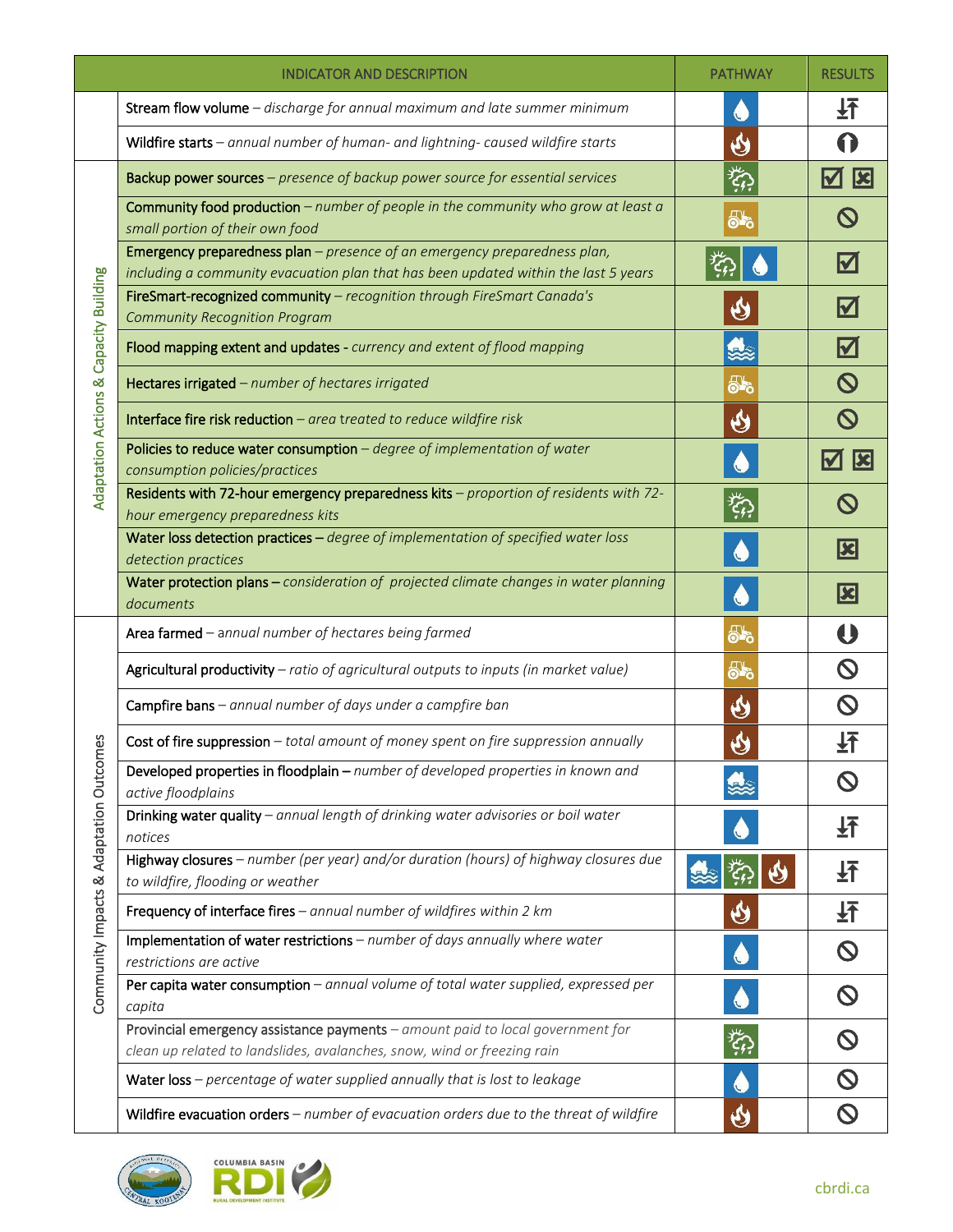| | INDICATOR AND DESCRIPTION | PATHWAY | RESULTS |
|---|---|---|---|
| | **Stream flow volume** – *discharge for annual maximum and late summer minimum* | Water | ⇅ |
| | **Wildfire starts** – *annual number of human- and lightning- caused wildfire starts* | Wildfire | ⬆ |
| Adaptation Actions & Capacity Building | **Backup power sources** – *presence of backup power source for essential services* | Extreme weather | ☑ ☒ |
| | **Community food production** – *number of people in the community who grow at least a small portion of their own food* | Agriculture | ⊘ |
| | **Emergency preparedness plan** – *presence of an emergency preparedness plan, including a community evacuation plan that has been updated within the last 5 years* | Extreme weather, Water | ☑ |
| | **FireSmart-recognized community** – *recognition through FireSmart Canada's Community Recognition Program* | Wildfire | ☑ |
| | **Flood mapping extent and updates** - *currency and extent of flood mapping* | Flooding | ☑ |
| | **Hectares irrigated** – *number of hectares irrigated* | Agriculture | ⊘ |
| | **Interface fire risk reduction** – *area treated to reduce wildfire risk* | Wildfire | ⊘ |
| | **Policies to reduce water consumption** – *degree of implementation of water consumption policies/practices* | Water | ☑ ☒ |
| | **Residents with 72-hour emergency preparedness kits** – *proportion of residents with 72-hour emergency preparedness kits* | Extreme weather | ⊘ |
| | **Water loss detection practices** – *degree of implementation of specified water loss detection practices* | Water | ☒ |
| | **Water protection plans** – *consideration of projected climate changes in water planning documents* | Water | ☒ |
| Community Impacts & Adaptation Outcomes | **Area farmed** – *annual number of hectares being farmed* | Agriculture | ⬇ |
| | **Agricultural productivity** – *ratio of agricultural outputs to inputs (in market value)* | Agriculture | ⊘ |
| | **Campfire bans** – *annual number of days under a campfire ban* | Wildfire | ⊘ |
| | **Cost of fire suppression** – *total amount of money spent on fire suppression annually* | Wildfire | ⇅ |
| | **Developed properties in floodplain** – *number of developed properties in known and active floodplains* | Flooding | ⊘ |
| | **Drinking water quality** – *annual length of drinking water advisories or boil water notices* | Water | ⇅ |
| | **Highway closures** – *number (per year) and/or duration (hours) of highway closures due to wildfire, flooding or weather* | Flooding, Extreme weather, Wildfire | ⇅ |
| | **Frequency of interface fires** – *annual number of wildfires within 2 km* | Wildfire | ⇅ |
| | **Implementation of water restrictions** – *number of days annually where water restrictions are active* | Water | ⊘ |
| | **Per capita water consumption** – *annual volume of total water supplied, expressed per capita* | Water | ⊘ |
| | **Provincial emergency assistance payments** – *amount paid to local government for clean up related to landslides, avalanches, snow, wind or freezing rain* | Extreme weather | ⊘ |
| | **Water loss** – *percentage of water supplied annually that is lost to leakage* | Water | ⊘ |
| | **Wildfire evacuation orders** – *number of evacuation orders due to the threat of wildfire* | Wildfire | ⊘ |

cbrdi.ca